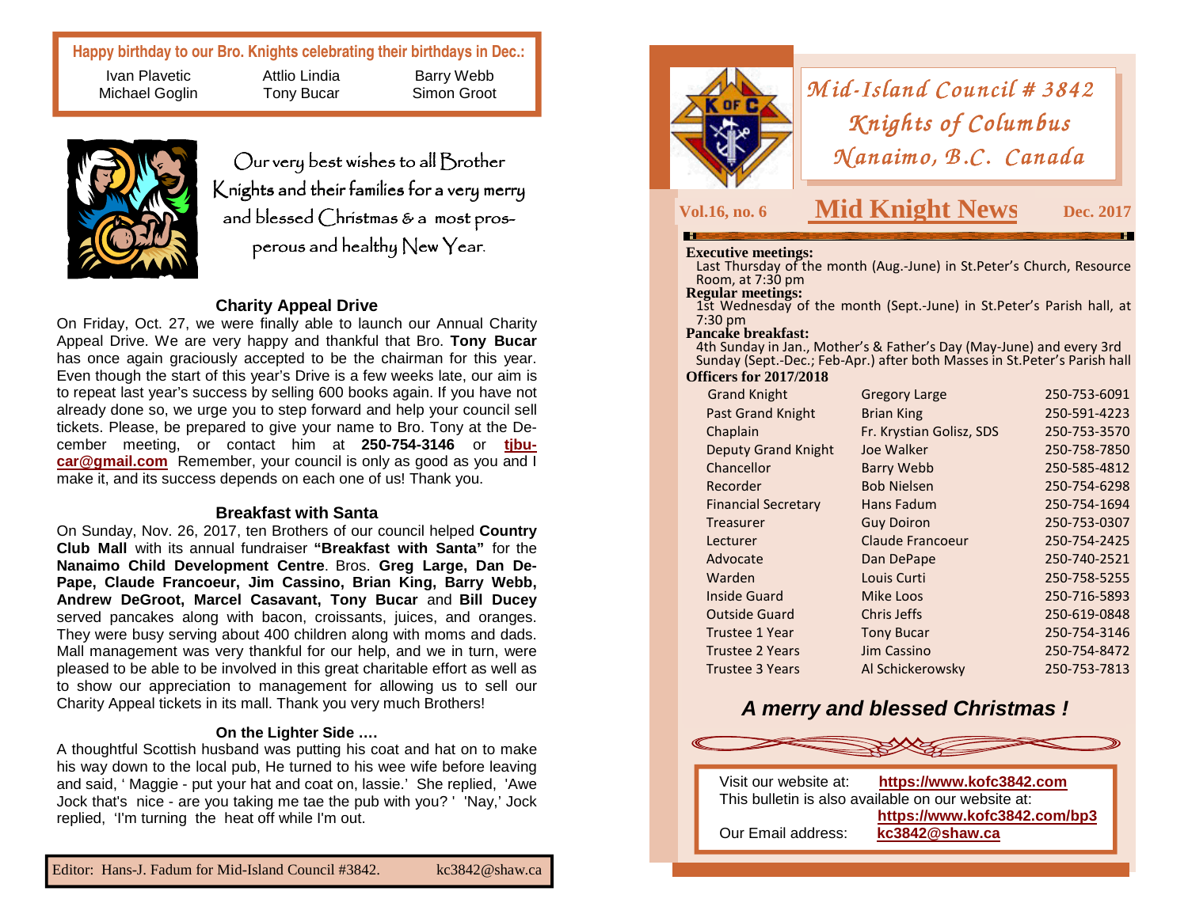**Happy birthday to our Bro. Knights celebrating their birthdays in Dec.:**

| | | |
|---|---|---|
| Ivan Plavetic | Attlio Lindia | Barry Webb |
| Michael Goglin | Tony Bucar | Simon Groot |

Our very best wishes to all Brother Knights and their families for a very merry and blessed Christmas & a most prosperous and healthy New Year.

### Charity Appeal Drive

On Friday, Oct. 27, we were finally able to launch our Annual Charity Appeal Drive. We are very happy and thankful that Bro. **Tony Bucar** has once again graciously accepted to be the chairman for this year. Even though the start of this year's Drive is a few weeks late, our aim is to repeat last year's success by selling 600 books again. If you have not already done so, we urge you to step forward and help your council sell tickets. Please, be prepared to give your name to Bro. Tony at the December meeting, or contact him at **250-754-3146** or **tjbucar@gmail.com** Remember, your council is only as good as you and I make it, and its success depends on each one of us! Thank you.

### Breakfast with Santa

On Sunday, Nov. 26, 2017, ten Brothers of our council helped **Country Club Mall** with its annual fundraiser **"Breakfast with Santa"** for the **Nanaimo Child Development Centre**. Bros. **Greg Large, Dan DePape, Claude Francoeur, Jim Cassino, Brian King, Barry Webb, Andrew DeGroot, Marcel Casavant, Tony Bucar** and **Bill Ducey** served pancakes along with bacon, croissants, juices, and oranges. They were busy serving about 400 children along with moms and dads. Mall management was very thankful for our help, and we in turn, were pleased to be able to be involved in this great charitable effort as well as to show our appreciation to management for allowing us to sell our Charity Appeal tickets in its mall. Thank you very much Brothers!

### On the Lighter Side ….

A thoughtful Scottish husband was putting his coat and hat on to make his way down to the local pub, He turned to his wee wife before leaving and said, ' Maggie - put your hat and coat on, lassie.' She replied, 'Awe Jock that's nice - are you taking me tae the pub with you? ' 'Nay,' Jock replied, 'I'm turning the heat off while I'm out.

Editor: Hans-J. Fadum for Mid-Island Council #3842. kc3842@shaw.ca

# Mid-Island Council # 3842
# Knights of Columbus
# Nanaimo, B.C. Canada

**Vol.16, no. 6** **Mid Knight News** **Dec. 2017**

**Executive meetings:**
Last Thursday of the month (Aug.-June) in St.Peter's Church, Resource Room, at 7:30 pm

**Regular meetings:**
1st Wednesday of the month (Sept.-June) in St.Peter's Parish hall, at 7:30 pm

**Pancake breakfast:**
4th Sunday in Jan., Mother's & Father's Day (May-June) and every 3rd Sunday (Sept.-Dec.; Feb-Apr.) after both Masses in St.Peter's Parish hall

**Officers for 2017/2018**

| | | |
|---|---|---|
| Grand Knight | Gregory Large | 250-753-6091 |
| Past Grand Knight | Brian King | 250-591-4223 |
| Chaplain | Fr. Krystian Golisz, SDS | 250-753-3570 |
| Deputy Grand Knight | Joe Walker | 250-758-7850 |
| Chancellor | Barry Webb | 250-585-4812 |
| Recorder | Bob Nielsen | 250-754-6298 |
| Financial Secretary | Hans Fadum | 250-754-1694 |
| Treasurer | Guy Doiron | 250-753-0307 |
| Lecturer | Claude Francoeur | 250-754-2425 |
| Advocate | Dan DePape | 250-740-2521 |
| Warden | Louis Curti | 250-758-5255 |
| Inside Guard | Mike Loos | 250-716-5893 |
| Outside Guard | Chris Jeffs | 250-619-0848 |
| Trustee 1 Year | Tony Bucar | 250-754-3146 |
| Trustee 2 Years | Jim Cassino | 250-754-8472 |
| Trustee 3 Years | Al Schickerowsky | 250-753-7813 |

***A merry and blessed Christmas !***

Visit our website at: **https://www.kofc3842.com**
This bulletin is also available on our website at: **https://www.kofc3842.com/bp3**
Our Email address: **kc3842@shaw.ca**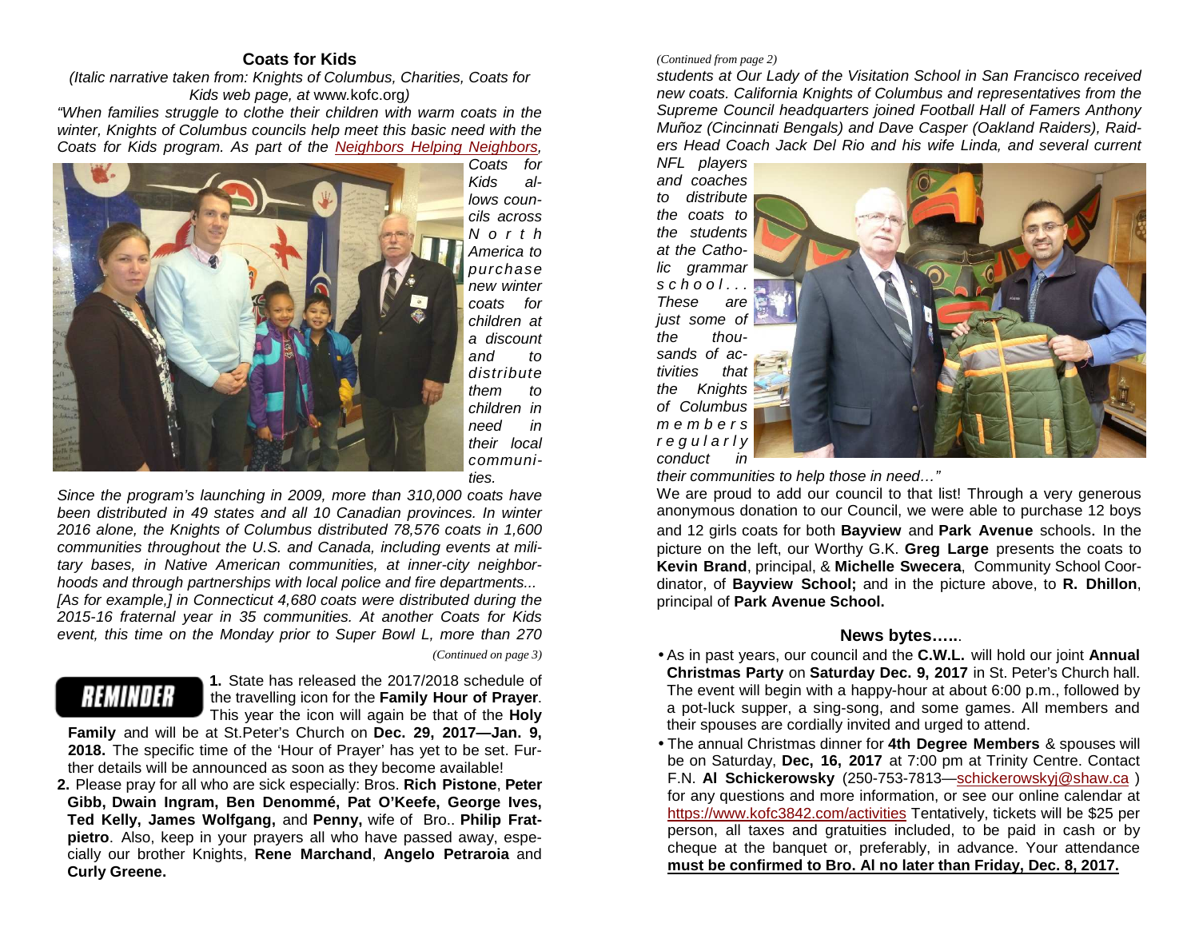## Coats for Kids

*(Italic narrative taken from: Knights of Columbus, Charities, Coats for Kids web page, at* www.kofc.org*)*

*"When families struggle to clothe their children with warm coats in the winter, Knights of Columbus councils help meet this basic need with the Coats for Kids program. As part of the Neighbors Helping Neighbors, Coats for Kids allows councils across North America to purchase new winter coats for children at a discount and to distribute them to children in need in their local communities.*

*Since the program's launching in 2009, more than 310,000 coats have been distributed in 49 states and all 10 Canadian provinces. In winter 2016 alone, the Knights of Columbus distributed 78,576 coats in 1,600 communities throughout the U.S. and Canada, including events at military bases, in Native American communities, at inner-city neighborhoods and through partnerships with local police and fire departments... [As for example,] in Connecticut 4,680 coats were distributed during the 2015-16 fraternal year in 35 communities. At another Coats for Kids event, this time on the Monday prior to Super Bowl L, more than 270*

*(Continued on page 3)*

**REMINDER**

1. State has released the 2017/2018 schedule of the travelling icon for the **Family Hour of Prayer**. This year the icon will again be that of the **Holy Family** and will be at St.Peter's Church on **Dec. 29, 2017—Jan. 9, 2018.** The specific time of the 'Hour of Prayer' has yet to be set. Further details will be announced as soon as they become available!
2. Please pray for all who are sick especially: Bros. **Rich Pistone**, **Peter Gibb, Dwain Ingram, Ben Denommé, Pat O'Keefe, George Ives, Ted Kelly, James Wolfgang,** and **Penny,** wife of Bro.. **Philip Fratpietro**. Also, keep in your prayers all who have passed away, especially our brother Knights, **Rene Marchand**, **Angelo Petraroia** and **Curly Greene.**

*(Continued from page 2)*

*students at Our Lady of the Visitation School in San Francisco received new coats. California Knights of Columbus and representatives from the Supreme Council headquarters joined Football Hall of Famers Anthony Muñoz (Cincinnati Bengals) and Dave Casper (Oakland Raiders), Raiders Head Coach Jack Del Rio and his wife Linda, and several current NFL players and coaches to distribute the coats to the students at the Catholic grammar school... These are just some of the thousands of activities that the Knights of Columbus members regularly conduct in their communities to help those in need…"*

We are proud to add our council to that list! Through a very generous anonymous donation to our Council, we were able to purchase 12 boys and 12 girls coats for both **Bayview** and **Park Avenue** schools. In the picture on the left, our Worthy G.K. **Greg Large** presents the coats to **Kevin Brand**, principal, & **Michelle Swecera**, Community School Coordinator, of **Bayview School;** and in the picture above, to **R. Dhillon**, principal of **Park Avenue School.**

### News bytes…..

- As in past years, our council and the **C.W.L.** will hold our joint **Annual Christmas Party** on **Saturday Dec. 9, 2017** in St. Peter's Church hall. The event will begin with a happy-hour at about 6:00 p.m., followed by a pot-luck supper, a sing-song, and some games. All members and their spouses are cordially invited and urged to attend.
- The annual Christmas dinner for **4th Degree Members** & spouses will be on Saturday, **Dec, 16, 2017** at 7:00 pm at Trinity Centre. Contact F.N. **Al Schickerowsky** (250-753-7813—schickerowskyj@shaw.ca ) for any questions and more information, or see our online calendar at https://www.kofc3842.com/activities Tentatively, tickets will be $25 per person, all taxes and gratuities included, to be paid in cash or by cheque at the banquet or, preferably, in advance. Your attendance **must be confirmed to Bro. Al no later than Friday, Dec. 8, 2017.**